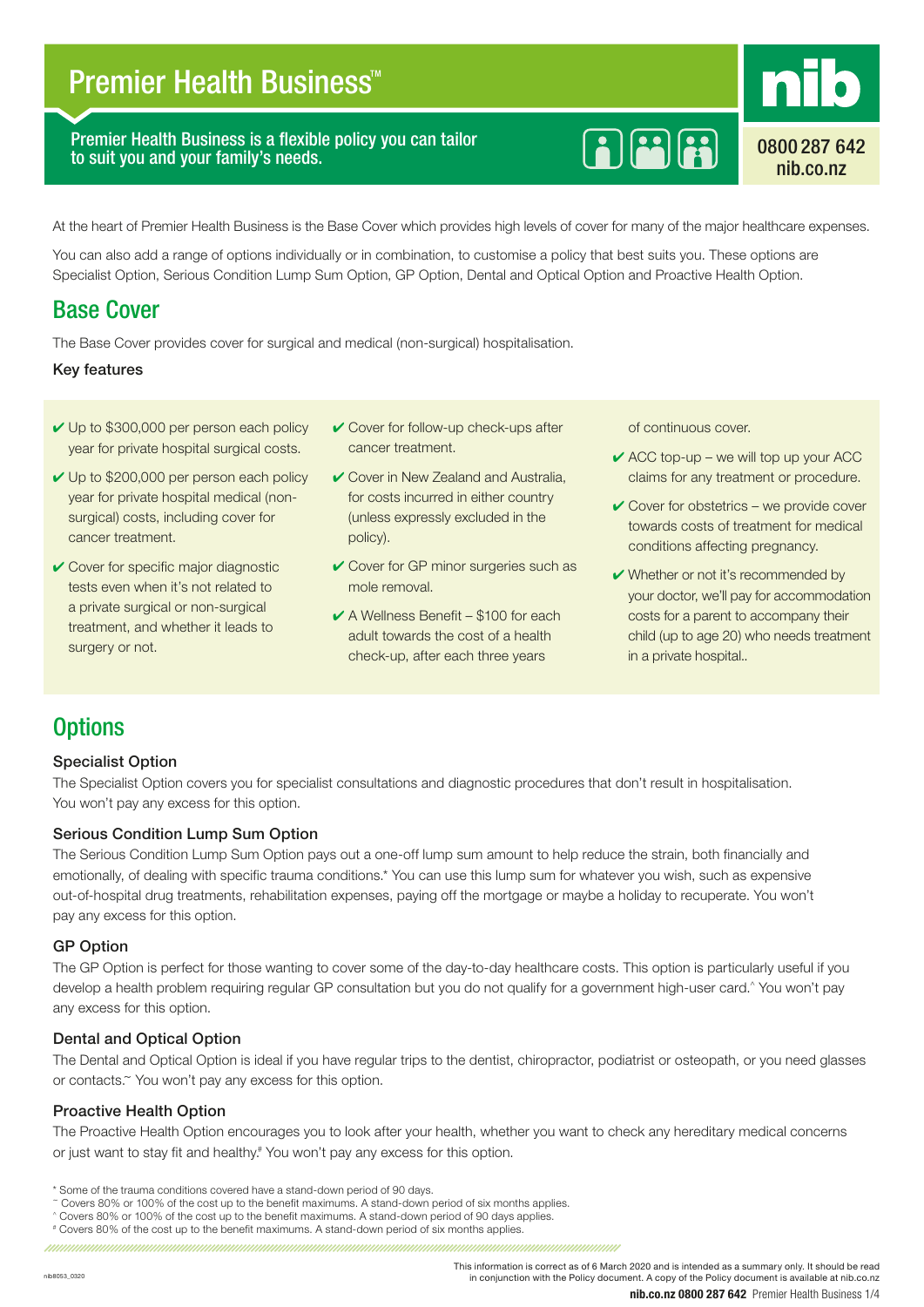# Premier Health Business™

Premier Health Business is a flexible policy you can tailor to suit you and your family's needs.

**nib**

0800 287 642
nib.co.nz

At the heart of Premier Health Business is the Base Cover which provides high levels of cover for many of the major healthcare expenses.

You can also add a range of options individually or in combination, to customise a policy that best suits you. These options are Specialist Option, Serious Condition Lump Sum Option, GP Option, Dental and Optical Option and Proactive Health Option.

## Base Cover

The Base Cover provides cover for surgical and medical (non-surgical) hospitalisation.

### Key features

- ✔ Up to $300,000 per person each policy year for private hospital surgical costs.
- ✔ Up to $200,000 per person each policy year for private hospital medical (non-surgical) costs, including cover for cancer treatment.
- ✔ Cover for specific major diagnostic tests even when it's not related to a private surgical or non-surgical treatment, and whether it leads to surgery or not.
- ✔ Cover for follow-up check-ups after cancer treatment.
- ✔ Cover in New Zealand and Australia, for costs incurred in either country (unless expressly excluded in the policy).
- ✔ Cover for GP minor surgeries such as mole removal.
- ✔ A Wellness Benefit – $100 for each adult towards the cost of a health check-up, after each three years of continuous cover.
- ✔ ACC top-up – we will top up your ACC claims for any treatment or procedure.
- ✔ Cover for obstetrics – we provide cover towards costs of treatment for medical conditions affecting pregnancy.
- ✔ Whether or not it's recommended by your doctor, we'll pay for accommodation costs for a parent to accompany their child (up to age 20) who needs treatment in a private hospital..

## Options

### Specialist Option

The Specialist Option covers you for specialist consultations and diagnostic procedures that don't result in hospitalisation. You won't pay any excess for this option.

### Serious Condition Lump Sum Option

The Serious Condition Lump Sum Option pays out a one-off lump sum amount to help reduce the strain, both financially and emotionally, of dealing with specific trauma conditions.* You can use this lump sum for whatever you wish, such as expensive out-of-hospital drug treatments, rehabilitation expenses, paying off the mortgage or maybe a holiday to recuperate. You won't pay any excess for this option.

### GP Option

The GP Option is perfect for those wanting to cover some of the day-to-day healthcare costs. This option is particularly useful if you develop a health problem requiring regular GP consultation but you do not qualify for a government high-user card.^ You won't pay any excess for this option.

### Dental and Optical Option

The Dental and Optical Option is ideal if you have regular trips to the dentist, chiropractor, podiatrist or osteopath, or you need glasses or contacts.~ You won't pay any excess for this option.

### Proactive Health Option

The Proactive Health Option encourages you to look after your health, whether you want to check any hereditary medical concerns or just want to stay fit and healthy.# You won't pay any excess for this option.

\* Some of the trauma conditions covered have a stand-down period of 90 days.
~ Covers 80% or 100% of the cost up to the benefit maximums. A stand-down period of six months applies.
^ Covers 80% or 100% of the cost up to the benefit maximums. A stand-down period of 90 days applies.
# Covers 80% of the cost up to the benefit maximums. A stand-down period of six months applies.

nib8053_0320

This information is correct as of 6 March 2020 and is intended as a summary only. It should be read in conjunction with the Policy document. A copy of the Policy document is available at nib.co.nz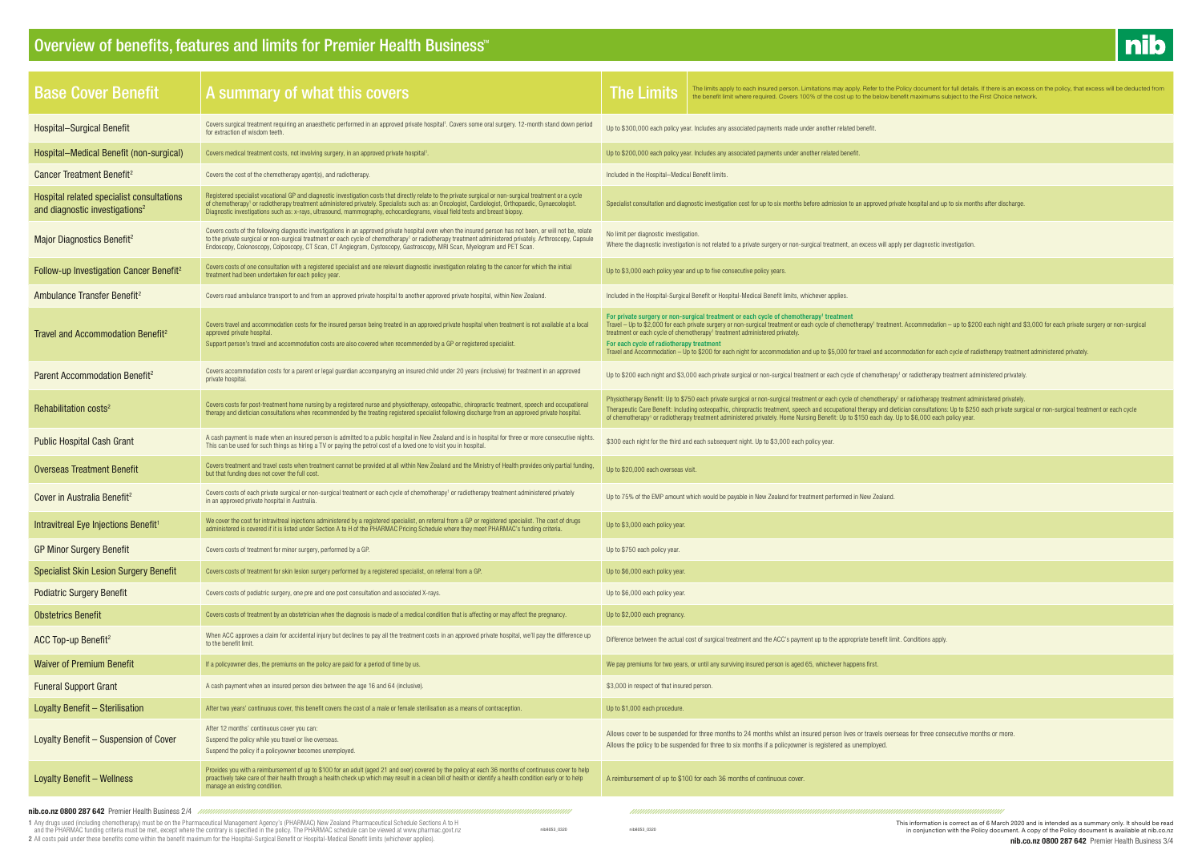# Overview of benefits, features and limits for Premier Health Business™

| Base Cover Benefit | A summary of what this covers | The Limits — The limits apply to each insured person. Limitations may apply. Refer to the Policy document for full details. If there is an excess on the policy, that excess will be deducted from the benefit limit where required. Covers 100% of the cost up to the below benefit maximums subject to the First Choice network. |
|---|---|---|
| Hospital–Surgical Benefit | Covers surgical treatment requiring an anaesthetic performed in an approved private hospital[1]. Covers some oral surgery. 12-month stand down period for extraction of wisdom teeth. | Up to $300,000 each policy year. Includes any associated payments made under another related benefit. |
| Hospital–Medical Benefit (non-surgical) | Covers medical treatment costs, not involving surgery, in an approved private hospital[1]. | Up to $200,000 each policy year. Includes any associated payments under another related benefit. |
| Cancer Treatment Benefit[2] | Covers the cost of the chemotherapy agent(s), and radiotherapy. | Included in the Hospital–Medical Benefit limits. |
| Hospital related specialist consultations and diagnostic investigations[2] | Registered specialist vocational GP and diagnostic investigation costs that directly relate to the private surgical or non-surgical treatment or a cycle of chemotherapy[1] or radiotherapy treatment administered privately. Specialists such as: an Oncologist, Cardiologist, Orthopaedic, Gynaecologist. Diagnostic investigations such as: x-rays, ultrasound, mammography, echocardiograms, visual field tests and breast biopsy. | Specialist consultation and diagnostic investigation cost for up to six months before admission to an approved private hospital and up to six months after discharge. |
| Major Diagnostics Benefit[2] | Covers costs of the following diagnostic investigations in an approved private hospital even when the insured person has not been, or will not be, relate to the private surgical or non-surgical treatment or each cycle of chemotherapy[1] or radiotherapy treatment administered privately. Arthroscopy, Capsule Endoscopy, Colonoscopy, Colposcopy, CT Scan, CT Angiogram, Cystoscopy, Gastroscopy, MRI Scan, Myelogram and PET Scan. | No limit per diagnostic investigation.<br>Where the diagnostic investigation is not related to a private surgery or non-surgical treatment, an excess will apply per diagnostic investigation. |
| Follow-up Investigation Cancer Benefit[2] | Covers costs of one consultation with a registered specialist and one relevant diagnostic investigation relating to the cancer for which the initial treatment had been undertaken for each policy year. | Up to $3,000 each policy year and up to five consecutive policy years. |
| Ambulance Transfer Benefit[2] | Covers road ambulance transport to and from an approved private hospital to another approved private hospital, within New Zealand. | Included in the Hospital-Surgical Benefit or Hospital-Medical Benefit limits, whichever applies. |
| Travel and Accommodation Benefit[2] | Covers travel and accommodation costs for the insured person being treated in an approved private hospital when treatment is not available at a local approved private hospital.<br>Support person's travel and accommodation costs are also covered when recommended by a GP or registered specialist. | **For private surgery or non-surgical treatment or each cycle of chemotherapy[1] treatment**<br>Travel – Up to $2,000 for each private surgery or non-surgical treatment or each cycle of chemotherapy[1] treatment. Accommodation – up to $200 each night and $3,000 for each private surgery or non-surgical treatment or each cycle of chemotherapy[1] treatment administered privately.<br>**For each cycle of radiotherapy treatment**<br>Travel and Accommodation – Up to $200 for each night for accommodation and up to $5,000 for travel and accommodation for each cycle of radiotherapy treatment administered privately. |
| Parent Accommodation Benefit[2] | Covers accommodation costs for a parent or legal guardian accompanying an insured child under 20 years (inclusive) for treatment in an approved private hospital. | Up to $200 each night and $3,000 each private surgical or non-surgical treatment or each cycle of chemotherapy[1] or radiotherapy treatment administered privately. |
| Rehabilitation costs[2] | Covers costs for post-treatment home nursing by a registered nurse and physiotherapy, osteopathic, chiropractic treatment, speech and occupational therapy and dietician consultations when recommended by the treating registered specialist following discharge from an approved private hospital. | Physiotherapy Benefit: Up to $750 each private surgical or non-surgical treatment or each cycle of chemotherapy[1] or radiotherapy treatment administered privately.<br>Therapeutic Care Benefit: Including osteopathic, chiropractic treatment, speech and occupational therapy and dietician consultations: Up to $250 each private surgical or non-surgical treatment or each cycle of chemotherapy[1] or radiotherapy treatment administered privately. Home Nursing Benefit: Up to $150 each day. Up to $6,000 each policy year. |
| Public Hospital Cash Grant | A cash payment is made when an insured person is admitted to a public hospital in New Zealand and is in hospital for three or more consecutive nights. This can be used for such things as hiring a TV or paying the petrol cost of a loved one to visit you in hospital. | $300 each night for the third and each subsequent night. Up to $3,000 each policy year. |
| Overseas Treatment Benefit | Covers treatment and travel costs when treatment cannot be provided at all within New Zealand and the Ministry of Health provides only partial funding, but that funding does not cover the full cost. | Up to $20,000 each overseas visit. |
| Cover in Australia Benefit[2] | Covers costs of each private surgical or non-surgical treatment or each cycle of chemotherapy[1] or radiotherapy treatment administered privately in an approved private hospital in Australia. | Up to 75% of the EMP amount which would be payable in New Zealand for treatment performed in New Zealand. |
| Intravitreal Eye Injections Benefit[1] | We cover the cost for intravitreal injections administered by a registered specialist, on referral from a GP or registered specialist. The cost of drugs administered is covered if it is listed under Section A to H of the PHARMAC Pricing Schedule where they meet PHARMAC's funding criteria. | Up to $3,000 each policy year. |
| GP Minor Surgery Benefit | Covers costs of treatment for minor surgery, performed by a GP. | Up to $750 each policy year. |
| Specialist Skin Lesion Surgery Benefit | Covers costs of treatment for skin lesion surgery performed by a registered specialist, on referral from a GP. | Up to $6,000 each policy year. |
| Podiatric Surgery Benefit | Covers costs of podiatric surgery, one pre and one post consultation and associated X-rays. | Up to $6,000 each policy year. |
| Obstetrics Benefit | Covers costs of treatment by an obstetrician when the diagnosis is made of a medical condition that is affecting or may affect the pregnancy. | Up to $2,000 each pregnancy. |
| ACC Top-up Benefit[2] | When ACC approves a claim for accidental injury but declines to pay all the treatment costs in an approved private hospital, we'll pay the difference up to the benefit limit. | Difference between the actual cost of surgical treatment and the ACC's payment up to the appropriate benefit limit. Conditions apply. |
| Waiver of Premium Benefit | If a policyowner dies, the premiums on the policy are paid for a period of time by us. | We pay premiums for two years, or until any surviving insured person is aged 65, whichever happens first. |
| Funeral Support Grant | A cash payment when an insured person dies between the age 16 and 64 (inclusive). | $3,000 in respect of that insured person. |
| Loyalty Benefit – Sterilisation | After two years' continuous cover, this benefit covers the cost of a male or female sterilisation as a means of contraception. | Up to $1,000 each procedure. |
| Loyalty Benefit – Suspension of Cover | After 12 months' continuous cover you can:<br>Suspend the policy while you travel or live overseas.<br>Suspend the policy if a policyowner becomes unemployed. | Allows cover to be suspended for three months to 24 months whilst an insured person lives or travels overseas for three consecutive months or more.<br>Allows the policy to be suspended for three to six months if a policyowner is registered as unemployed. |
| Loyalty Benefit – Wellness | Provides you with a reimbursement of up to $100 for an adult (aged 21 and over) covered by the policy at each 36 months of continuous cover to help proactively take care of their health through a health check up which may result in a clean bill of health or identify a health condition early or to help manage an existing condition. | A reimbursement of up to $100 for each 36 months of continuous cover. |

1 Any drugs used (including chemotherapy) must be on the Pharmaceutical Management Agency's (PHARMAC) New Zealand Pharmaceutical Schedule Sections A to H and the PHARMAC funding criteria must be met, except where the contrary is specified in the policy. The PHARMAC schedule can be viewed at www.pharmac.govt.nz

2 All costs paid under these benefits come within the benefit maximum for the Hospital-Surgical Benefit or Hospital-Medical Benefit limits (whichever applies).

This information is correct as of 6 March 2020 and is intended as a summary only. It should be read in conjunction with the Policy document. A copy of the Policy document is available at nib.co.nz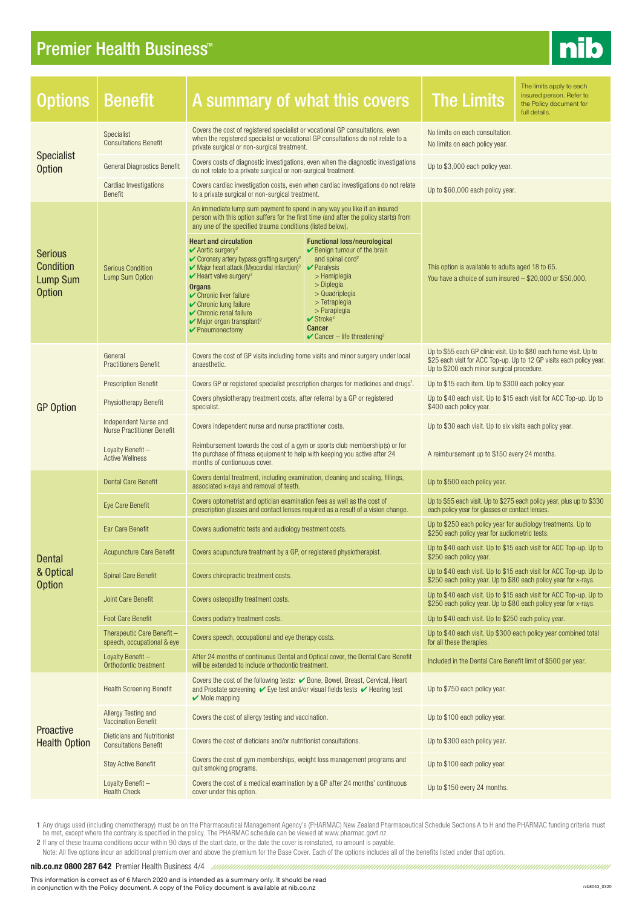# Premier Health Business™

| Options | Benefit | A summary of what this covers | The Limits (The limits apply to each insured person. Refer to the Policy document for full details.) |
|---|---|---|---|
| Specialist Option | Specialist Consultations Benefit | Covers the cost of registered specialist or vocational GP consultations, even when the registered specialist or vocational GP consultations do not relate to a private surgical or non-surgical treatment. | No limits on each consultation. No limits on each policy year. |
| | General Diagnostics Benefit | Covers costs of diagnostic investigations, even when the diagnostic investigations do not relate to a private surgical or non-surgical treatment. | Up to $3,000 each policy year. |
| | Cardiac Investigations Benefit | Covers cardiac investigation costs, even when cardiac investigations do not relate to a private surgical or non-surgical treatment. | Up to $60,000 each policy year. |
| Serious Condition Lump Sum Option | Serious Condition Lump Sum Option | An immediate lump sum payment to spend in any way you like if an insured person with this option suffers for the first time (and after the policy starts) from any one of the specified trauma conditions (listed below). **Heart and circulation** ✔ Aortic surgery[2] ✔ Coronary artery bypass grafting surgery[2] ✔ Major heart attack (Myocardial infarction)[2] ✔ Heart valve surgery[2] **Organs** ✔ Chronic liver failure ✔ Chronic lung failure ✔ Chronic renal failure ✔ Major organ transplant[2] ✔ Pneumonectomy **Functional loss/neurological** ✔ Benign tumour of the brain and spinal cord[2] ✔ Paralysis > Hemiplegia > Diplegia > Quadriplegia > Tetraplegia > Paraplegia ✔ Stroke[2] **Cancer** ✔ Cancer – life threatening[2] | This option is available to adults aged 18 to 65. You have a choice of sum insured – $20,000 or $50,000. |
| GP Option | General Practitioners Benefit | Covers the cost of GP visits including home visits and minor surgery under local anaesthetic. | Up to $55 each GP clinic visit. Up to $80 each home visit. Up to $25 each visit for ACC Top-up. Up to 12 GP visits each policy year. Up to $200 each minor surgical procedure. |
| | Prescription Benefit | Covers GP or registered specialist prescription charges for medicines and drugs[1]. | Up to $15 each item. Up to $300 each policy year. |
| | Physiotherapy Benefit | Covers physiotherapy treatment costs, after referral by a GP or registered specialist. | Up to $40 each visit. Up to $15 each visit for ACC Top-up. Up to $400 each policy year. |
| | Independent Nurse and Nurse Practitioner Benefit | Covers independent nurse and nurse practitioner costs. | Up to $30 each visit. Up to six visits each policy year. |
| | Loyalty Benefit – Active Wellness | Reimbursement towards the cost of a gym or sports club membership(s) or for the purchase of fitness equipment to help with keeping you active after 24 months of contionuous cover. | A reimbursement up to $150 every 24 months. |
| Dental & Optical Option | Dental Care Benefit | Covers dental treatment, including examination, cleaning and scaling, fillings, associated x-rays and removal of teeth. | Up to $500 each policy year. |
| | Eye Care Benefit | Covers optometrist and optician examination fees as well as the cost of prescription glasses and contact lenses required as a result of a vision change. | Up to $55 each visit. Up to $275 each policy year, plus up to $330 each policy year for glasses or contact lenses. |
| | Ear Care Benefit | Covers audiometric tests and audiology treatment costs. | Up to $250 each policy year for audiology treatments. Up to $250 each policy year for audiometric tests. |
| | Acupuncture Care Benefit | Covers acupuncture treatment by a GP, or registered physiotherapist. | Up to $40 each visit. Up to $15 each visit for ACC Top-up. Up to $250 each policy year. |
| | Spinal Care Benefit | Covers chiropractic treatment costs. | Up to $40 each visit. Up to $15 each visit for ACC Top-up. Up to $250 each policy year. Up to $80 each policy year for x-rays. |
| | Joint Care Benefit | Covers osteopathy treatment costs. | Up to $40 each visit. Up to $15 each visit for ACC Top-up. Up to $250 each policy year. Up to $80 each policy year for x-rays. |
| | Foot Care Benefit | Covers podiatry treatment costs. | Up to $40 each visit. Up to $250 each policy year. |
| | Therapeutic Care Benefit – speech, occupational & eye | Covers speech, occupational and eye therapy costs. | Up to $40 each visit. Up $300 each policy year combined total for all these therapies. |
| | Loyalty Benefit – Orthodontic treatment | After 24 months of continuous Dental and Optical cover, the Dental Care Benefit will be extended to include orthodontic treatment. | Included in the Dental Care Benefit limit of $500 per year. |
| Proactive Health Option | Health Screening Benefit | Covers the cost of the following tests: ✔ Bone, Bowel, Breast, Cervical, Heart and Prostate screening ✔ Eye test and/or visual fields tests ✔ Hearing test ✔ Mole mapping | Up to $750 each policy year. |
| | Allergy Testing and Vaccination Benefit | Covers the cost of allergy testing and vaccination. | Up to $100 each policy year. |
| | Dieticians and Nutritionist Consultations Benefit | Covers the cost of dieticians and/or nutritionist consultations. | Up to $300 each policy year. |
| | Stay Active Benefit | Covers the cost of gym memberships, weight loss management programs and quit smoking programs. | Up to $100 each policy year. |
| | Loyalty Benefit – Health Check | Covers the cost of a medical examination by a GP after 24 months' continuous cover under this option. | Up to $150 every 24 months. |

1 Any drugs used (including chemotherapy) must be on the Pharmaceutical Management Agency's (PHARMAC) New Zealand Pharmaceutical Schedule Sections A to H and the PHARMAC funding criteria must be met, except where the contrary is specified in the policy. The PHARMAC schedule can be viewed at www.pharmac.govt.nz

2 If any of these trauma conditions occur within 90 days of the start date, or the date the cover is reinstated, no amount is payable.

Note: All five options incur an additional premium over and above the premium for the Base Cover. Each of the options includes all of the benefits listed under that option.

**nib.co.nz 0800 287 642** Premier Health Business 4/4

This information is correct as of 6 March 2020 and is intended as a summary only. It should be read in conjunction with the Policy document. A copy of the Policy document is available at nib.co.nz

nib8053_0320